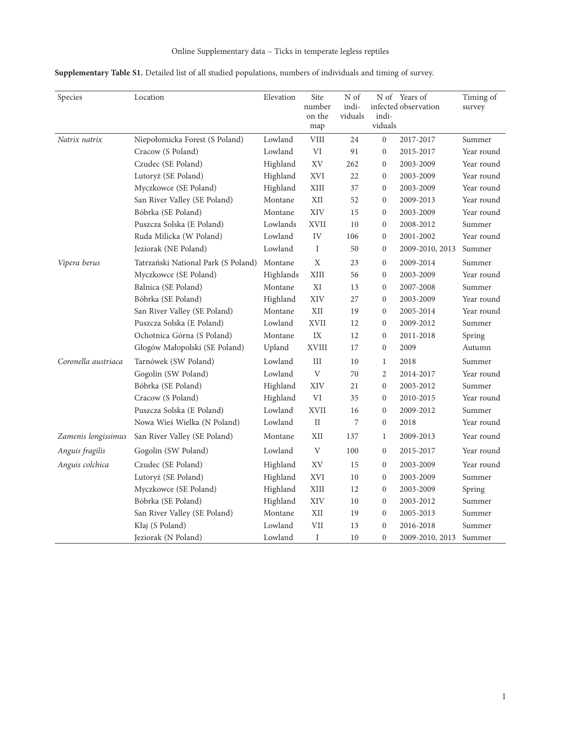Online Supplementary data – Ticks in temperate legless reptiles

**Supplementary Table S1.** Detailed list of all studied populations, numbers of individuals and timing of survey.

| Species | Location | Elevation | Site number on the map | N of individuals | N of infected individuals | Years of observation | Timing of survey |
|---|---|---|---|---|---|---|---|
| *Natrix natrix* | Niepołomicka Forest (S Poland) | Lowland | VIII | 24 | 0 | 2017-2017 | Summer |
| | Cracow (S Poland) | Lowland | VI | 91 | 0 | 2015-2017 | Year round |
| | Czudec (SE Poland) | Highland | XV | 262 | 0 | 2003-2009 | Year round |
| | Lutoryż (SE Poland) | Highland | XVI | 22 | 0 | 2003-2009 | Year round |
| | Myczkowce (SE Poland) | Highland | XIII | 37 | 0 | 2003-2009 | Year round |
| | San River Valley (SE Poland) | Montane | XII | 52 | 0 | 2009-2013 | Year round |
| | Bóbrka (SE Poland) | Montane | XIV | 15 | 0 | 2003-2009 | Year round |
| | Puszcza Solska (E Poland) | Lowlands | XVII | 10 | 0 | 2008-2012 | Summer |
| | Ruda Milicka (W Poland) | Lowland | IV | 106 | 0 | 2001-2002 | Year round |
| | Jeziorak (NE Poland) | Lowland | I | 50 | 0 | 2009-2010, 2013 | Summer |
| *Vipera berus* | Tatrzański National Park (S Poland) | Montane | X | 23 | 0 | 2009-2014 | Summer |
| | Myczkowce (SE Poland) | Highlands | XIII | 56 | 0 | 2003-2009 | Year round |
| | Balnica (SE Poland) | Montane | XI | 13 | 0 | 2007-2008 | Summer |
| | Bóbrka (SE Poland) | Highland | XIV | 27 | 0 | 2003-2009 | Year round |
| | San River Valley (SE Poland) | Montane | XII | 19 | 0 | 2005-2014 | Year round |
| | Puszcza Solska (E Poland) | Lowland | XVII | 12 | 0 | 2009-2012 | Summer |
| | Ochotnica Górna (S Poland) | Montane | IX | 12 | 0 | 2011-2018 | Spring |
| | Głogów Małopolski (SE Poland) | Upland | XVIII | 17 | 0 | 2009 | Autumn |
| *Coronella austriaca* | Tarnówek (SW Poland) | Lowland | III | 10 | 1 | 2018 | Summer |
| | Gogolin (SW Poland) | Lowland | V | 70 | 2 | 2014-2017 | Year round |
| | Bóbrka (SE Poland) | Highland | XIV | 21 | 0 | 2003-2012 | Summer |
| | Cracow (S Poland) | Highland | VI | 35 | 0 | 2010-2015 | Year round |
| | Puszcza Solska (E Poland) | Lowland | XVII | 16 | 0 | 2009-2012 | Summer |
| | Nowa Wieś Wielka (N Poland) | Lowland | II | 7 | 0 | 2018 | Year round |
| *Zamenis longissimus* | San River Valley (SE Poland) | Montane | XII | 137 | 1 | 2009-2013 | Year round |
| *Anguis fragilis* | Gogolin (SW Poland) | Lowland | V | 100 | 0 | 2015-2017 | Year round |
| *Anguis colchica* | Czudec (SE Poland) | Highland | XV | 15 | 0 | 2003-2009 | Year round |
| | Lutoryż (SE Poland) | Highland | XVI | 10 | 0 | 2003-2009 | Summer |
| | Myczkowce (SE Poland) | Highland | XIII | 12 | 0 | 2003-2009 | Spring |
| | Bóbrka (SE Poland) | Highland | XIV | 10 | 0 | 2003-2012 | Summer |
| | San River Valley (SE Poland) | Montane | XII | 19 | 0 | 2005-2013 | Summer |
| | Kłaj (S Poland) | Lowland | VII | 13 | 0 | 2016-2018 | Summer |
| | Jeziorak (N Poland) | Lowland | I | 10 | 0 | 2009-2010, 2013 | Summer |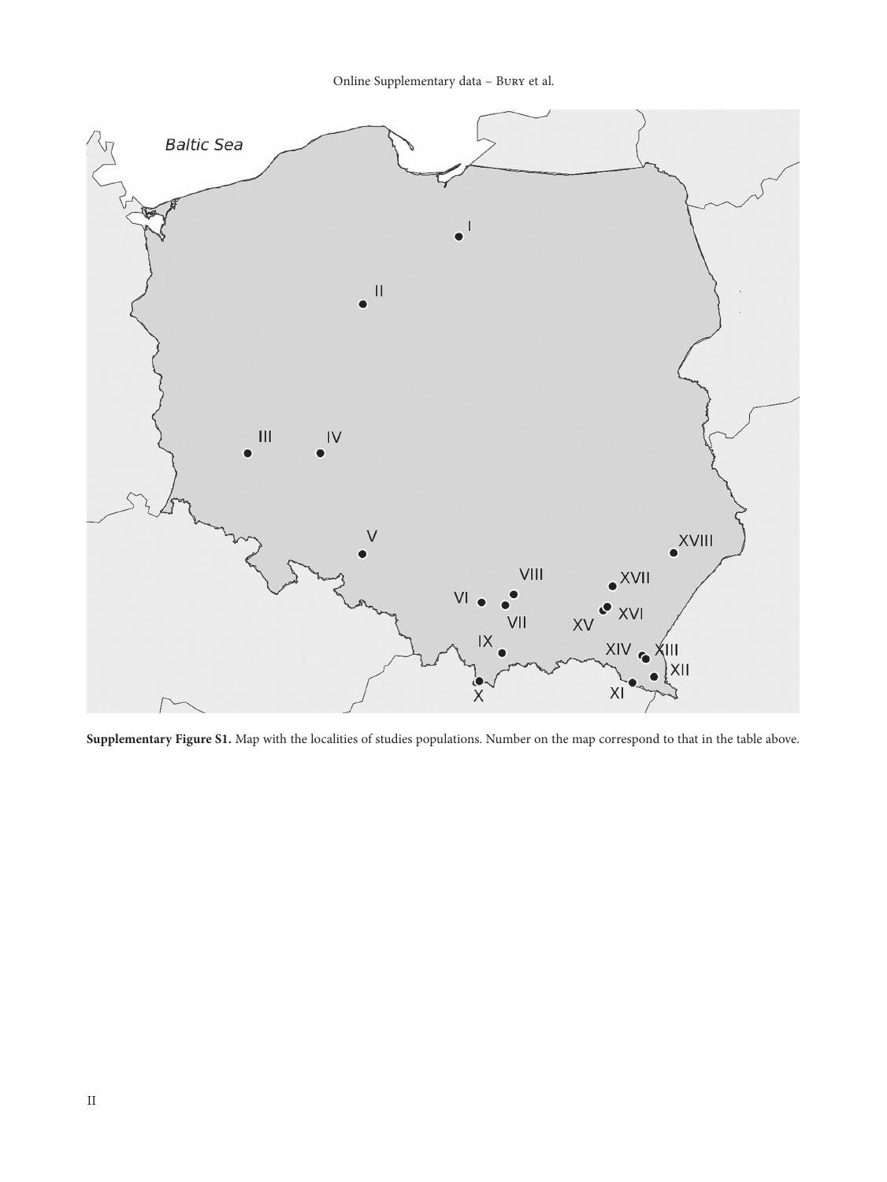Baltic Sea

I

II

III

IV

V

VI

VII

VIII

IX

X

XI

XII

XIII

XIV

XV

XVI

XVII

XVIII

**Supplementary Figure S1.** Map with the localities of studies populations. Number on the map correspond to that in the table above.